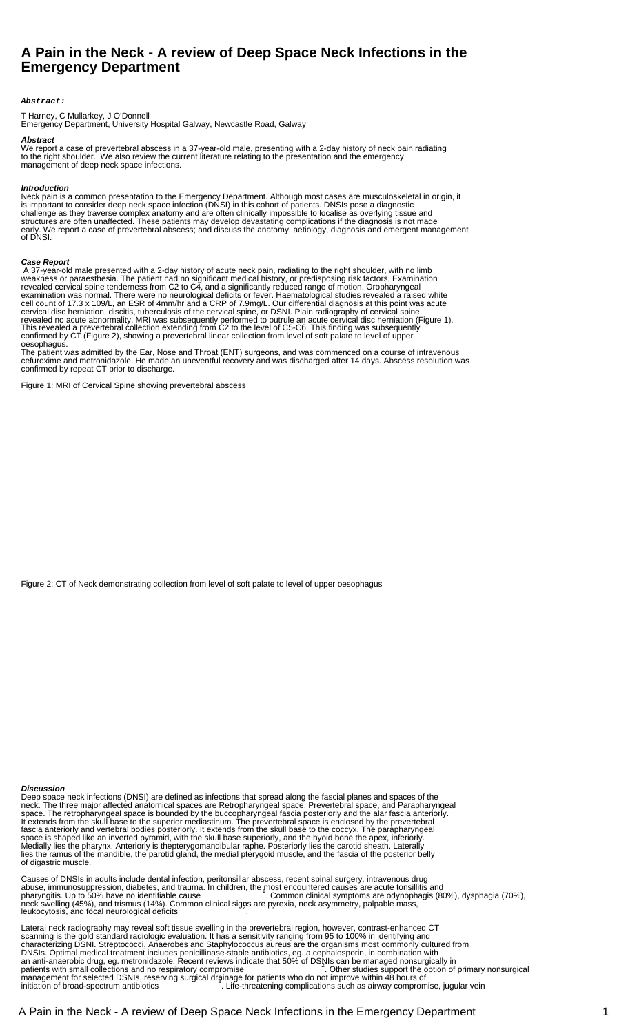# A Pain in the Neck - A review of Deep Space Neck Infections in the Emergency Department

***Abstract:***

T Harney, C Mullarkey, J O'Donnell
Emergency Department, University Hospital Galway, Newcastle Road, Galway

***Abstract***

We report a case of prevertebral abscess in a 37-year-old male, presenting with a 2-day history of neck pain radiating to the right shoulder. We also review the current literature relating to the presentation and the emergency management of deep neck space infections.

***Introduction***

Neck pain is a common presentation to the Emergency Department. Although most cases are musculoskeletal in origin, it is important to consider deep neck space infection (DNSI) in this cohort of patients. DNSIs pose a diagnostic challenge as they traverse complex anatomy and are often clinically impossible to localise as overlying tissue and structures are often unaffected. These patients may develop devastating complications if the diagnosis is not made early. We report a case of prevertebral abscess; and discuss the anatomy, aetiology, diagnosis and emergent management of DNSI.

***Case Report***

A 37-year-old male presented with a 2-day history of acute neck pain, radiating to the right shoulder, with no limb weakness or paraesthesia. The patient had no significant medical history, or predisposing risk factors. Examination revealed cervical spine tenderness from C2 to C4, and a significantly reduced range of motion. Oropharyngeal examination was normal. There were no neurological deficits or fever. Haematological studies revealed a raised white cell count of 17.3 x 109/L, an ESR of 4mm/hr and a CRP of 7.9mg/L. Our differential diagnosis at this point was acute cervical disc herniation, discitis, tuberculosis of the cervical spine, or DSNI. Plain radiography of cervical spine revealed no acute abnormality. MRI was subsequently performed to outrule an acute cervical disc herniation (Figure 1). This revealed a prevertebral collection extending from C2 to the level of C5-C6. This finding was subsequently confirmed by CT (Figure 2), showing a prevertebral linear collection from level of soft palate to level of upper oesophagus.

The patient was admitted by the Ear, Nose and Throat (ENT) surgeons, and was commenced on a course of intravenous cefuroxime and metronidazole. He made an uneventful recovery and was discharged after 14 days. Abscess resolution was confirmed by repeat CT prior to discharge.

Figure 1: MRI of Cervical Spine showing prevertebral abscess

Figure 2: CT of Neck demonstrating collection from level of soft palate to level of upper oesophagus

***Discussion***

Deep space neck infections (DNSI) are defined as infections that spread along the fascial planes and spaces of the neck. The three major affected anatomical spaces are Retropharyngeal space, Prevertebral space, and Parapharyngeal space. The retropharyngeal space is bounded by the buccopharyngeal fascia posteriorly and the alar fascia anteriorly. It extends from the skull base to the superior mediastinum. The prevertebral space is enclosed by the prevertebral fascia anteriorly and vertebral bodies posteriorly. It extends from the skull base to the coccyx. The parapharyngeal space is shaped like an inverted pyramid, with the skull base superiorly, and the hyoid bone the apex, inferiorly. Medially lies the pharynx. Anteriorly is thepterygomandibular raphe. Posteriorly lies the carotid sheath. Laterally lies the ramus of the mandible, the parotid gland, the medial pterygoid muscle, and the fascia of the posterior belly of digastric muscle.

Causes of DNSIs in adults include dental infection, peritonsillar abscess, recent spinal surgery, intravenous drug abuse, immunosuppression, diabetes, and trauma. In children, the most encountered causes are acute tonsillitis and pharyngitis. Up to 50% have no identifiable cause[1]. Common clinical symptoms are odynophagis (80%), dysphagia (70%), neck swelling (45%), and trismus (14%). Common clinical signs are pyrexia, neck asymmetry, palpable mass, leukocytosis, and focal neurological deficits[2].

Lateral neck radiography may reveal soft tissue swelling in the prevertebral region, however, contrast-enhanced CT scanning is the gold standard radiologic evaluation. It has a sensitivity ranging from 95 to 100% in identifying and characterizing DSNI. Streptococci, Anaerobes and Staphylococcus aureus are the organisms most commonly cultured from DNSIs. Optimal medical treatment includes penicillinase-stable antibiotics, eg. a cephalosporin, in combination with an anti-anaerobic drug, eg. metronidazole. Recent reviews indicate that 50% of DSNIs can be managed nonsurgically in patients with small collections and no respiratory compromise[2]. Other studies support the option of primary nonsurgical management for selected DSNIs, reserving surgical drainage for patients who do not improve within 48 hours of initiation of broad-spectrum antibiotics[3]. Life-threatening complications such as airway compromise, jugular vein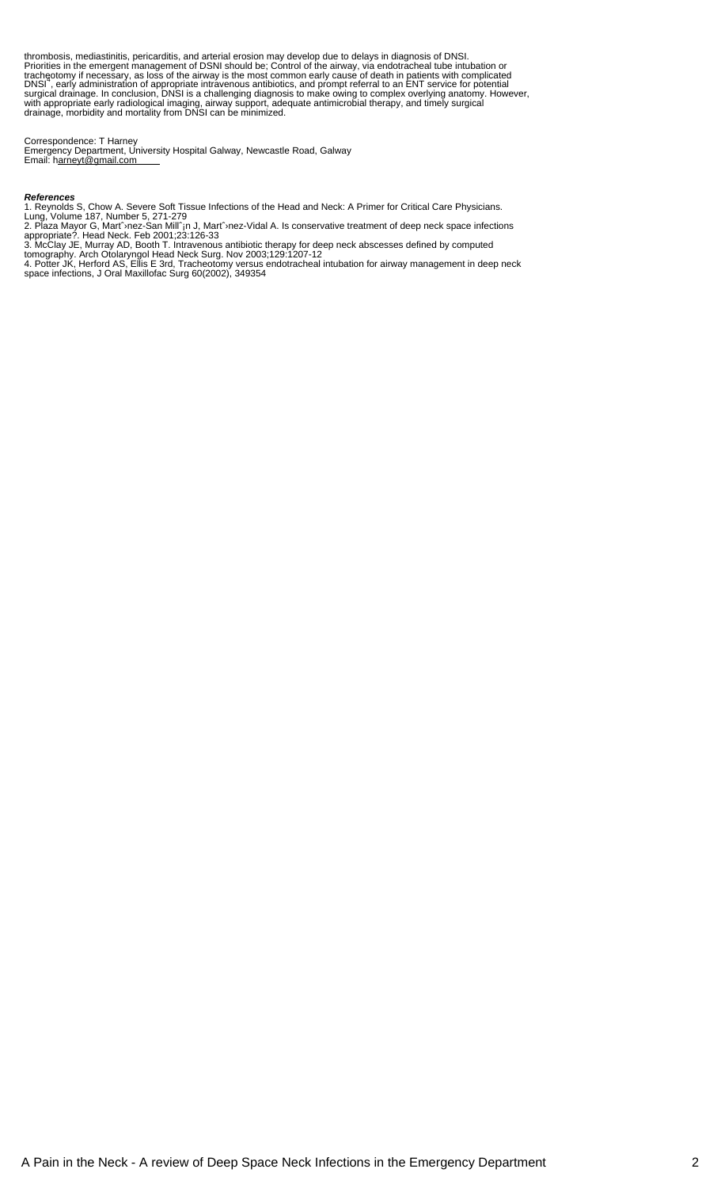thrombosis, mediastinitis, pericarditis, and arterial erosion may develop due to delays in diagnosis of DNSI. Priorities in the emergent management of DSNI should be; Control of the airway, via endotracheal tube intubation or tracheotomy if necessary, as loss of the airway is the most common early cause of death in patients with complicated DNSI[4], early administration of appropriate intravenous antibiotics, and prompt referral to an ENT service for potential surgical drainage. In conclusion, DNSI is a challenging diagnosis to make owing to complex overlying anatomy. However, with appropriate early radiological imaging, airway support, adequate antimicrobial therapy, and timely surgical drainage, morbidity and mortality from DNSI can be minimized.

Correspondence: T Harney
Emergency Department, University Hospital Galway, Newcastle Road, Galway
Email: harneyt@gmail.com

***References***

1. Reynolds S, Chow A. Severe Soft Tissue Infections of the Head and Neck: A Primer for Critical Care Physicians. Lung, Volume 187, Number 5, 271-279
2. Plaza Mayor G, Martˆ›nez-San Millˆ¡n J, Martˆ›nez-Vidal A. Is conservative treatment of deep neck space infections appropriate?. Head Neck. Feb 2001;23:126-33
3. McClay JE, Murray AD, Booth T. Intravenous antibiotic therapy for deep neck abscesses defined by computed tomography. Arch Otolaryngol Head Neck Surg. Nov 2003;129:1207-12
4. Potter JK, Herford AS, Ellis E 3rd, Tracheotomy versus endotracheal intubation for airway management in deep neck space infections, J Oral Maxillofac Surg 60(2002), 349354